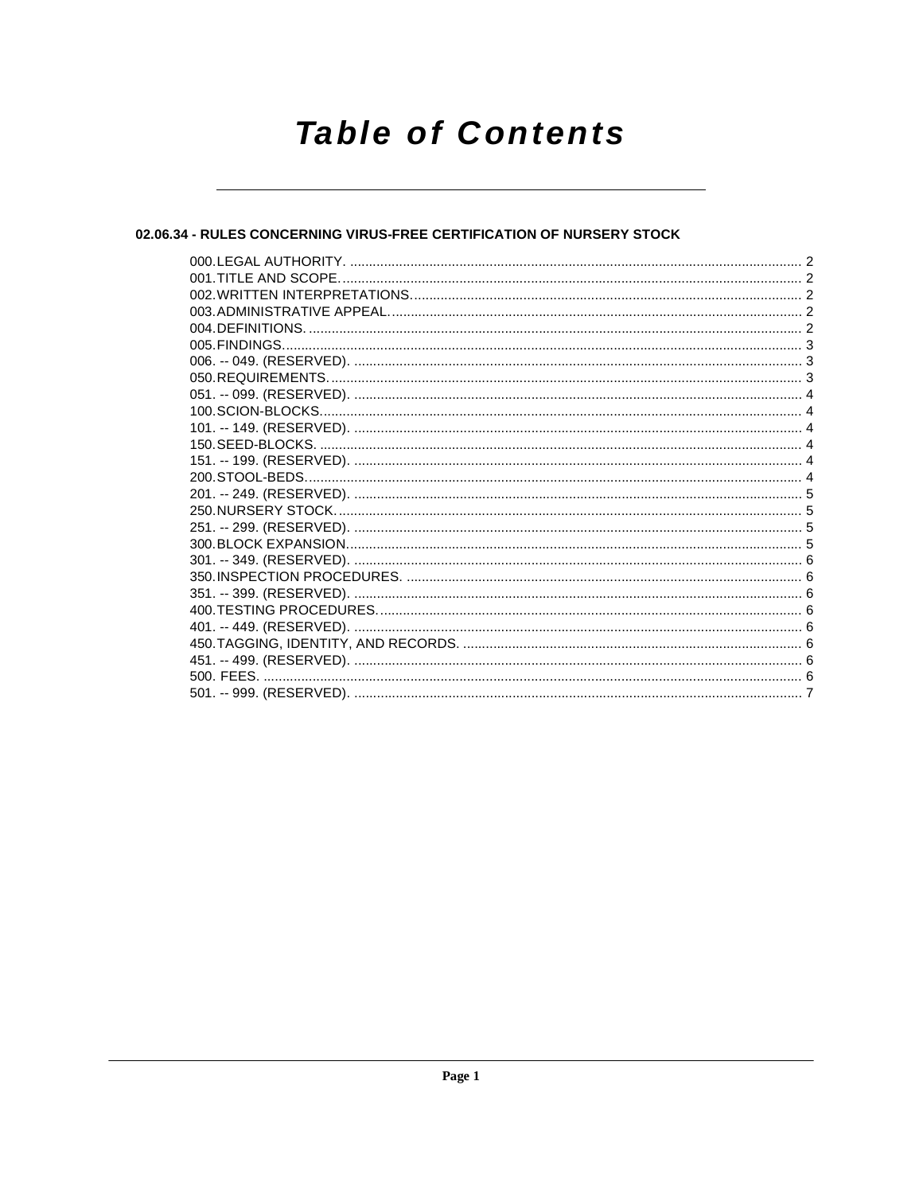# Table of Contents

## 02.06.34 - RULES CONCERNING VIRUS-FREE CERTIFICATION OF NURSERY STOCK

000. LEGAL AUTHORITY. ........................................................ 2
001. TITLE AND SCOPE. ........................................................ 2
002. WRITTEN INTERPRETATIONS. ........................................................ 2
003. ADMINISTRATIVE APPEAL. ........................................................ 2
004. DEFINITIONS. ........................................................ 2
005. FINDINGS. ........................................................ 3
006. -- 049. (RESERVED). ........................................................ 3
050. REQUIREMENTS. ........................................................ 3
051. -- 099. (RESERVED). ........................................................ 4
100. SCION-BLOCKS. ........................................................ 4
101. -- 149. (RESERVED). ........................................................ 4
150. SEED-BLOCKS. ........................................................ 4
151. -- 199. (RESERVED). ........................................................ 4
200. STOOL-BEDS. ........................................................ 4
201. -- 249. (RESERVED). ........................................................ 5
250. NURSERY STOCK. ........................................................ 5
251. -- 299. (RESERVED). ........................................................ 5
300. BLOCK EXPANSION. ........................................................ 5
301. -- 349. (RESERVED). ........................................................ 6
350. INSPECTION PROCEDURES. ........................................................ 6
351. -- 399. (RESERVED). ........................................................ 6
400. TESTING PROCEDURES. ........................................................ 6
401. -- 449. (RESERVED). ........................................................ 6
450. TAGGING, IDENTITY, AND RECORDS. ........................................................ 6
451. -- 499. (RESERVED). ........................................................ 6
500. FEES. ........................................................ 6
501. -- 999. (RESERVED). ........................................................ 7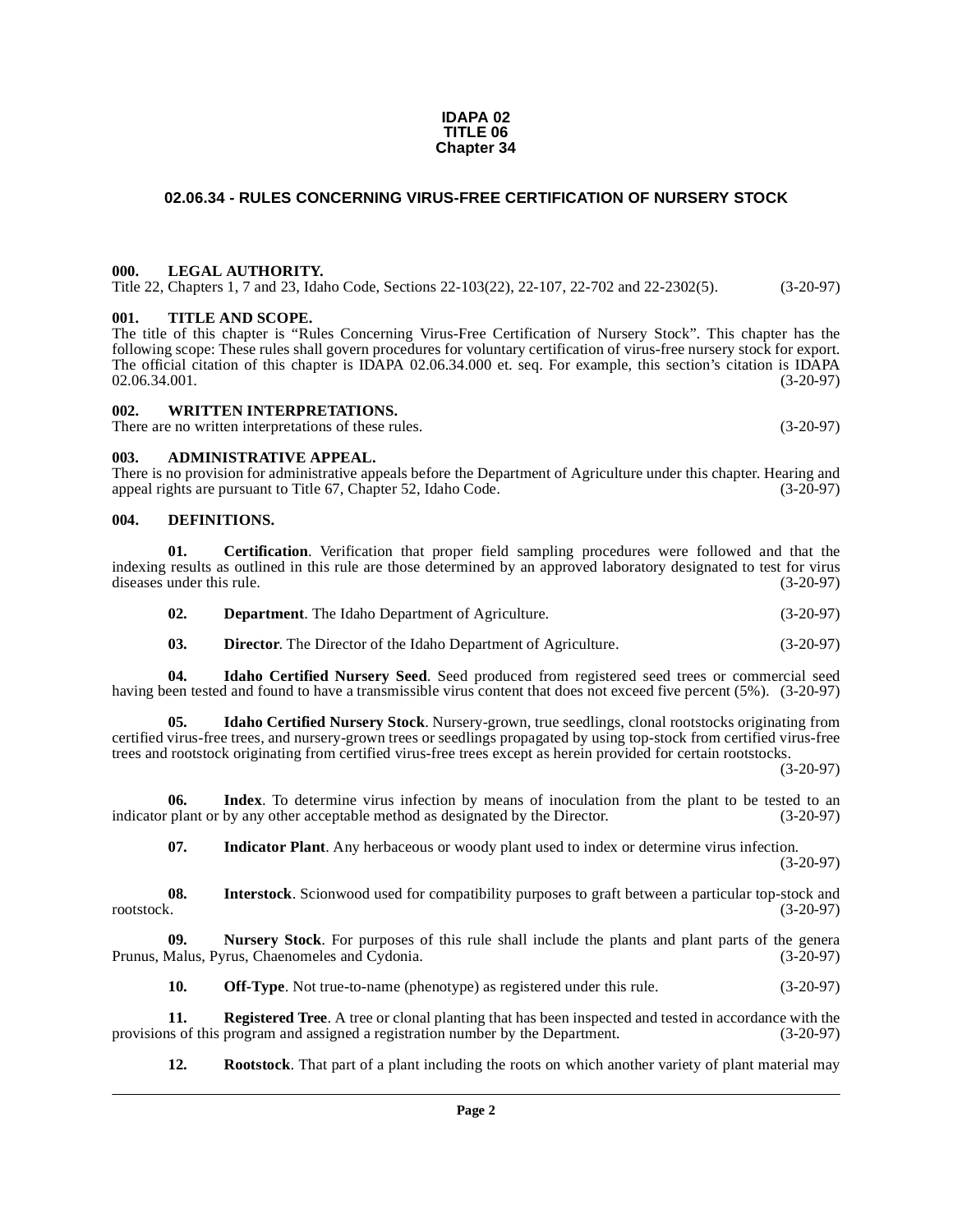**IDAPA 02**
**TITLE 06**
**Chapter 34**

## 02.06.34 - RULES CONCERNING VIRUS-FREE CERTIFICATION OF NURSERY STOCK

### 000. LEGAL AUTHORITY.

Title 22, Chapters 1, 7 and 23, Idaho Code, Sections 22-103(22), 22-107, 22-702 and 22-2302(5). (3-20-97)

### 001. TITLE AND SCOPE.

The title of this chapter is "Rules Concerning Virus-Free Certification of Nursery Stock". This chapter has the following scope: These rules shall govern procedures for voluntary certification of virus-free nursery stock for export. The official citation of this chapter is IDAPA 02.06.34.000 et. seq. For example, this section's citation is IDAPA 02.06.34.001. (3-20-97)

### 002. WRITTEN INTERPRETATIONS.

There are no written interpretations of these rules. (3-20-97)

### 003. ADMINISTRATIVE APPEAL.

There is no provision for administrative appeals before the Department of Agriculture under this chapter. Hearing and appeal rights are pursuant to Title 67, Chapter 52, Idaho Code. (3-20-97)

### 004. DEFINITIONS.

**01. Certification**. Verification that proper field sampling procedures were followed and that the indexing results as outlined in this rule are those determined by an approved laboratory designated to test for virus diseases under this rule. (3-20-97)

**02. Department**. The Idaho Department of Agriculture. (3-20-97)

**03. Director**. The Director of the Idaho Department of Agriculture. (3-20-97)

**04. Idaho Certified Nursery Seed**. Seed produced from registered seed trees or commercial seed having been tested and found to have a transmissible virus content that does not exceed five percent (5%). (3-20-97)

**05. Idaho Certified Nursery Stock**. Nursery-grown, true seedlings, clonal rootstocks originating from certified virus-free trees, and nursery-grown trees or seedlings propagated by using top-stock from certified virus-free trees and rootstock originating from certified virus-free trees except as herein provided for certain rootstocks. (3-20-97)

**06. Index**. To determine virus infection by means of inoculation from the plant to be tested to an indicator plant or by any other acceptable method as designated by the Director. (3-20-97)

**07. Indicator Plant**. Any herbaceous or woody plant used to index or determine virus infection. (3-20-97)

**08. Interstock**. Scionwood used for compatibility purposes to graft between a particular top-stock and rootstock. (3-20-97)

**09. Nursery Stock**. For purposes of this rule shall include the plants and plant parts of the genera Prunus, Malus, Pyrus, Chaenomeles and Cydonia. (3-20-97)

**10. Off-Type**. Not true-to-name (phenotype) as registered under this rule. (3-20-97)

**11. Registered Tree**. A tree or clonal planting that has been inspected and tested in accordance with the provisions of this program and assigned a registration number by the Department. (3-20-97)

**12. Rootstock**. That part of a plant including the roots on which another variety of plant material may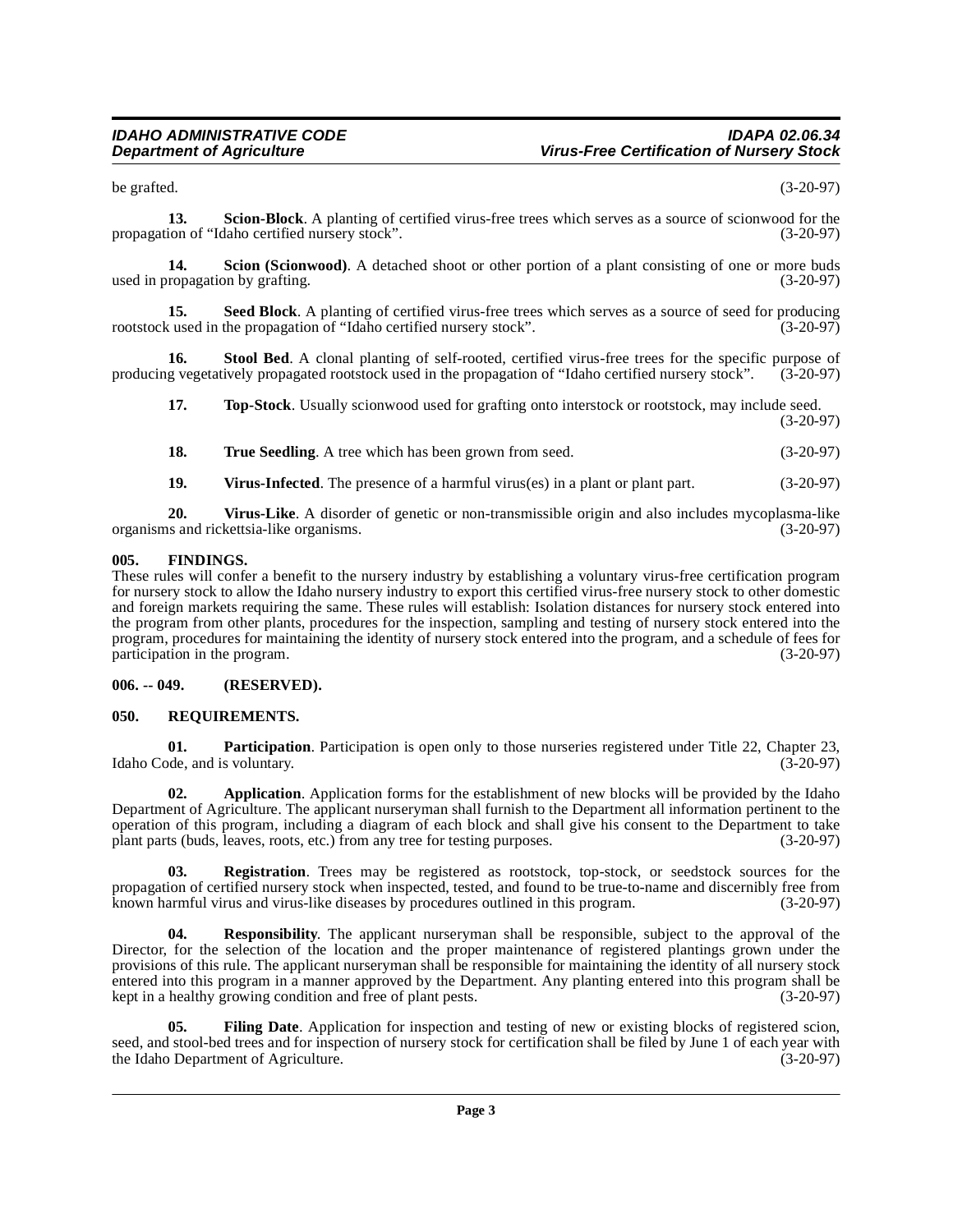be grafted. (3-20-97)

**13. Scion-Block**. A planting of certified virus-free trees which serves as a source of scionwood for the propagation of "Idaho certified nursery stock". (3-20-97)

**14. Scion (Scionwood)**. A detached shoot or other portion of a plant consisting of one or more buds used in propagation by grafting. (3-20-97)

**15. Seed Block**. A planting of certified virus-free trees which serves as a source of seed for producing rootstock used in the propagation of "Idaho certified nursery stock". (3-20-97)

**16. Stool Bed**. A clonal planting of self-rooted, certified virus-free trees for the specific purpose of producing vegetatively propagated rootstock used in the propagation of "Idaho certified nursery stock". (3-20-97)

**17. Top-Stock**. Usually scionwood used for grafting onto interstock or rootstock, may include seed. (3-20-97)

**18. True Seedling**. A tree which has been grown from seed. (3-20-97)

**19. Virus-Infected**. The presence of a harmful virus(es) in a plant or plant part. (3-20-97)

**20. Virus-Like**. A disorder of genetic or non-transmissible origin and also includes mycoplasma-like organisms and rickettsia-like organisms. (3-20-97)

## 005. FINDINGS.

These rules will confer a benefit to the nursery industry by establishing a voluntary virus-free certification program for nursery stock to allow the Idaho nursery industry to export this certified virus-free nursery stock to other domestic and foreign markets requiring the same. These rules will establish: Isolation distances for nursery stock entered into the program from other plants, procedures for the inspection, sampling and testing of nursery stock entered into the program, procedures for maintaining the identity of nursery stock entered into the program, and a schedule of fees for participation in the program. (3-20-97)

## 006. -- 049. (RESERVED).

## 050. REQUIREMENTS.

**01. Participation**. Participation is open only to those nurseries registered under Title 22, Chapter 23, Idaho Code, and is voluntary. (3-20-97)

**02. Application**. Application forms for the establishment of new blocks will be provided by the Idaho Department of Agriculture. The applicant nurseryman shall furnish to the Department all information pertinent to the operation of this program, including a diagram of each block and shall give his consent to the Department to take plant parts (buds, leaves, roots, etc.) from any tree for testing purposes. (3-20-97)

**03. Registration**. Trees may be registered as rootstock, top-stock, or seedstock sources for the propagation of certified nursery stock when inspected, tested, and found to be true-to-name and discernibly free from known harmful virus and virus-like diseases by procedures outlined in this program. (3-20-97)

**04. Responsibility**. The applicant nurseryman shall be responsible, subject to the approval of the Director, for the selection of the location and the proper maintenance of registered plantings grown under the provisions of this rule. The applicant nurseryman shall be responsible for maintaining the identity of all nursery stock entered into this program in a manner approved by the Department. Any planting entered into this program shall be kept in a healthy growing condition and free of plant pests. (3-20-97)

**05. Filing Date**. Application for inspection and testing of new or existing blocks of registered scion, seed, and stool-bed trees and for inspection of nursery stock for certification shall be filed by June 1 of each year with the Idaho Department of Agriculture. (3-20-97)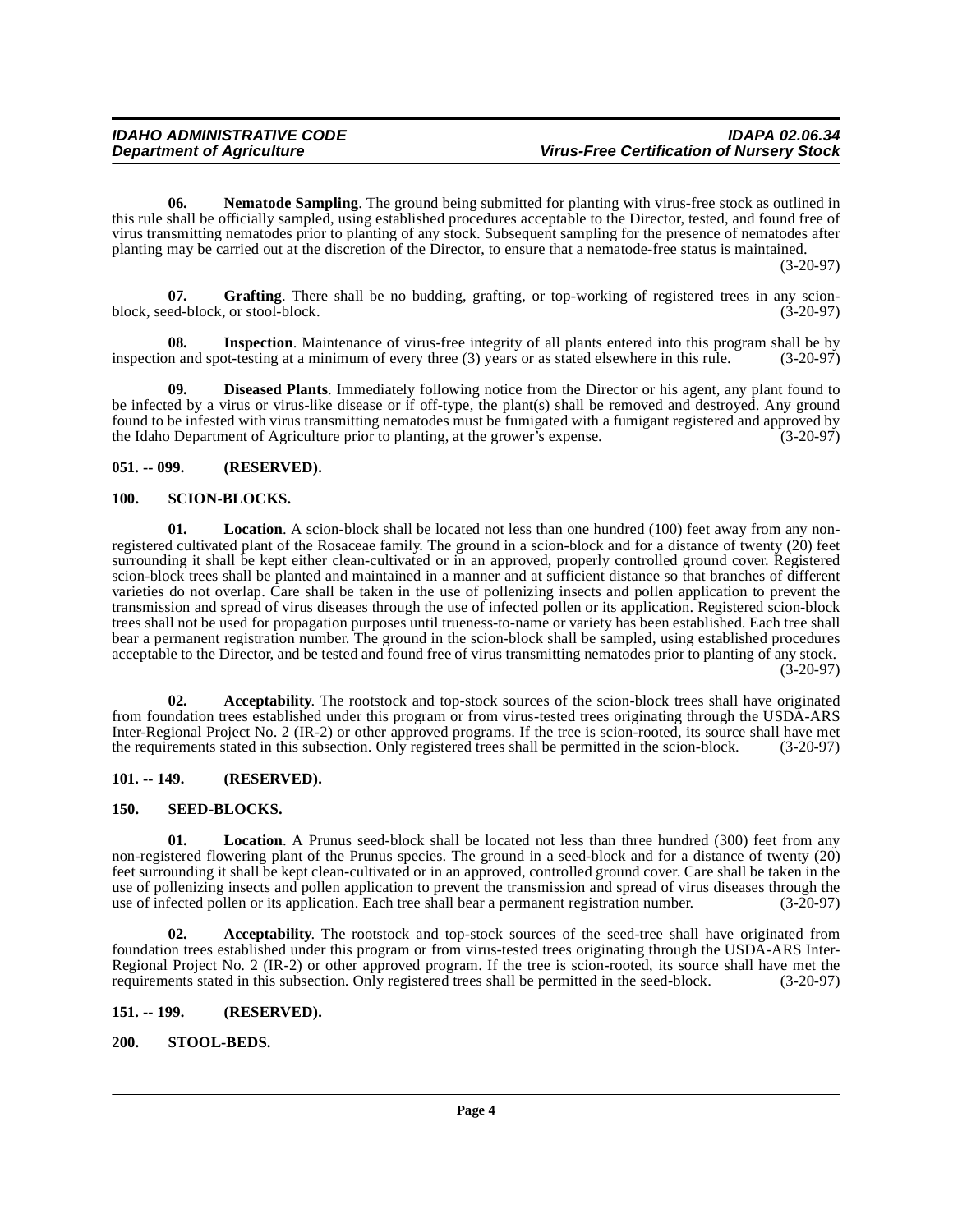**06. Nematode Sampling**. The ground being submitted for planting with virus-free stock as outlined in this rule shall be officially sampled, using established procedures acceptable to the Director, tested, and found free of virus transmitting nematodes prior to planting of any stock. Subsequent sampling for the presence of nematodes after planting may be carried out at the discretion of the Director, to ensure that a nematode-free status is maintained. (3-20-97)

**07. Grafting**. There shall be no budding, grafting, or top-working of registered trees in any scion-block, seed-block, or stool-block. (3-20-97)

**08. Inspection**. Maintenance of virus-free integrity of all plants entered into this program shall be by inspection and spot-testing at a minimum of every three (3) years or as stated elsewhere in this rule. (3-20-97)

**09. Diseased Plants**. Immediately following notice from the Director or his agent, any plant found to be infected by a virus or virus-like disease or if off-type, the plant(s) shall be removed and destroyed. Any ground found to be infested with virus transmitting nematodes must be fumigated with a fumigant registered and approved by the Idaho Department of Agriculture prior to planting, at the grower's expense. (3-20-97)

**051. -- 099. (RESERVED).**

**100. SCION-BLOCKS.**

**01. Location**. A scion-block shall be located not less than one hundred (100) feet away from any non-registered cultivated plant of the Rosaceae family. The ground in a scion-block and for a distance of twenty (20) feet surrounding it shall be kept either clean-cultivated or in an approved, properly controlled ground cover. Registered scion-block trees shall be planted and maintained in a manner and at sufficient distance so that branches of different varieties do not overlap. Care shall be taken in the use of pollenizing insects and pollen application to prevent the transmission and spread of virus diseases through the use of infected pollen or its application. Registered scion-block trees shall not be used for propagation purposes until trueness-to-name or variety has been established. Each tree shall bear a permanent registration number. The ground in the scion-block shall be sampled, using established procedures acceptable to the Director, and be tested and found free of virus transmitting nematodes prior to planting of any stock. (3-20-97)

**02. Acceptability**. The rootstock and top-stock sources of the scion-block trees shall have originated from foundation trees established under this program or from virus-tested trees originating through the USDA-ARS Inter-Regional Project No. 2 (IR-2) or other approved programs. If the tree is scion-rooted, its source shall have met the requirements stated in this subsection. Only registered trees shall be permitted in the scion-block. (3-20-97)

**101. -- 149. (RESERVED).**

**150. SEED-BLOCKS.**

**01. Location**. A Prunus seed-block shall be located not less than three hundred (300) feet from any non-registered flowering plant of the Prunus species. The ground in a seed-block and for a distance of twenty (20) feet surrounding it shall be kept clean-cultivated or in an approved, controlled ground cover. Care shall be taken in the use of pollenizing insects and pollen application to prevent the transmission and spread of virus diseases through the use of infected pollen or its application. Each tree shall bear a permanent registration number. (3-20-97)

**02. Acceptability**. The rootstock and top-stock sources of the seed-tree shall have originated from foundation trees established under this program or from virus-tested trees originating through the USDA-ARS Inter-Regional Project No. 2 (IR-2) or other approved program. If the tree is scion-rooted, its source shall have met the requirements stated in this subsection. Only registered trees shall be permitted in the seed-block. (3-20-97)

**151. -- 199. (RESERVED).**

**200. STOOL-BEDS.**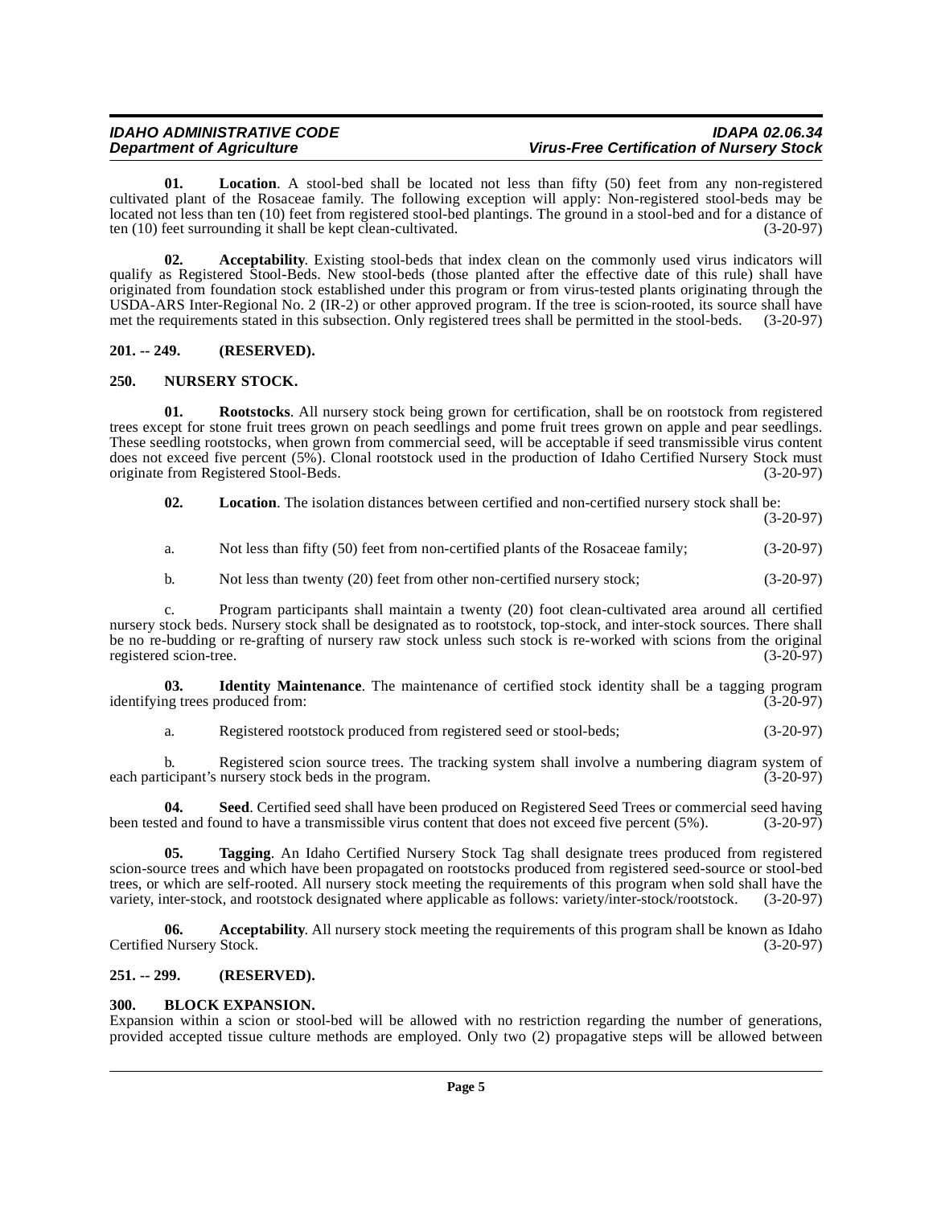**01. Location**. A stool-bed shall be located not less than fifty (50) feet from any non-registered cultivated plant of the Rosaceae family. The following exception will apply: Non-registered stool-beds may be located not less than ten (10) feet from registered stool-bed plantings. The ground in a stool-bed and for a distance of ten (10) feet surrounding it shall be kept clean-cultivated. (3-20-97)

**02. Acceptability**. Existing stool-beds that index clean on the commonly used virus indicators will qualify as Registered Stool-Beds. New stool-beds (those planted after the effective date of this rule) shall have originated from foundation stock established under this program or from virus-tested plants originating through the USDA-ARS Inter-Regional No. 2 (IR-2) or other approved program. If the tree is scion-rooted, its source shall have met the requirements stated in this subsection. Only registered trees shall be permitted in the stool-beds. (3-20-97)

## 201. -- 249. (RESERVED).

## 250. NURSERY STOCK.

**01. Rootstocks**. All nursery stock being grown for certification, shall be on rootstock from registered trees except for stone fruit trees grown on peach seedlings and pome fruit trees grown on apple and pear seedlings. These seedling rootstocks, when grown from commercial seed, will be acceptable if seed transmissible virus content does not exceed five percent (5%). Clonal rootstock used in the production of Idaho Certified Nursery Stock must originate from Registered Stool-Beds. (3-20-97)

**02. Location**. The isolation distances between certified and non-certified nursery stock shall be: (3-20-97)

a. Not less than fifty (50) feet from non-certified plants of the Rosaceae family; (3-20-97)

b. Not less than twenty (20) feet from other non-certified nursery stock; (3-20-97)

c. Program participants shall maintain a twenty (20) foot clean-cultivated area around all certified nursery stock beds. Nursery stock shall be designated as to rootstock, top-stock, and inter-stock sources. There shall be no re-budding or re-grafting of nursery raw stock unless such stock is re-worked with scions from the original registered scion-tree. (3-20-97)

**03. Identity Maintenance**. The maintenance of certified stock identity shall be a tagging program identifying trees produced from: (3-20-97)

a. Registered rootstock produced from registered seed or stool-beds; (3-20-97)

b. Registered scion source trees. The tracking system shall involve a numbering diagram system of each participant's nursery stock beds in the program. (3-20-97)

**04. Seed**. Certified seed shall have been produced on Registered Seed Trees or commercial seed having been tested and found to have a transmissible virus content that does not exceed five percent (5%). (3-20-97)

**05. Tagging**. An Idaho Certified Nursery Stock Tag shall designate trees produced from registered scion-source trees and which have been propagated on rootstocks produced from registered seed-source or stool-bed trees, or which are self-rooted. All nursery stock meeting the requirements of this program when sold shall have the variety, inter-stock, and rootstock designated where applicable as follows: variety/inter-stock/rootstock. (3-20-97)

**06. Acceptability**. All nursery stock meeting the requirements of this program shall be known as Idaho Certified Nursery Stock. (3-20-97)

## 251. -- 299. (RESERVED).

## 300. BLOCK EXPANSION.

Expansion within a scion or stool-bed will be allowed with no restriction regarding the number of generations, provided accepted tissue culture methods are employed. Only two (2) propagative steps will be allowed between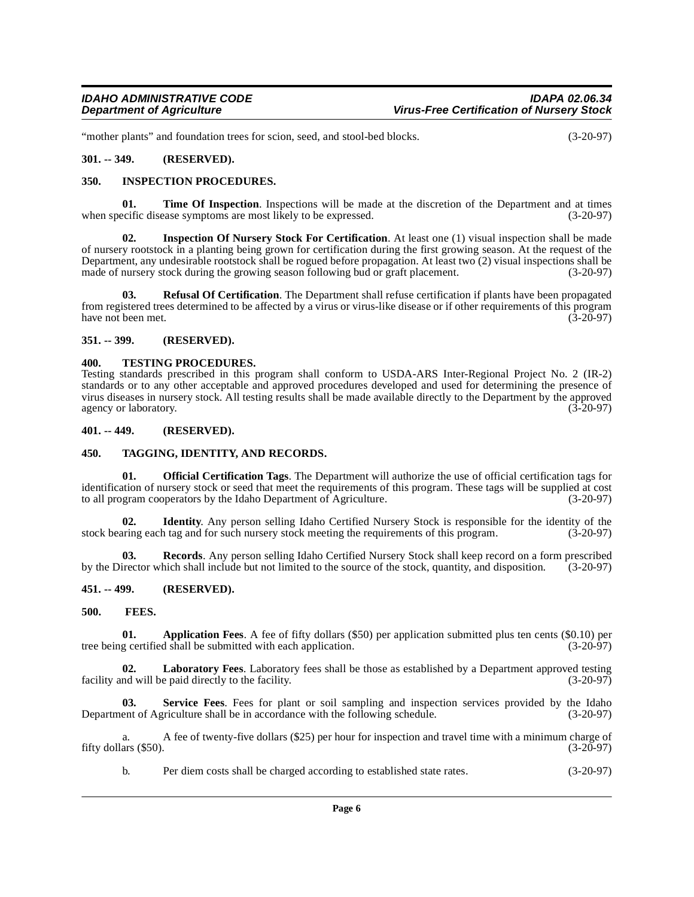"mother plants" and foundation trees for scion, seed, and stool-bed blocks. (3-20-97)

**301. -- 349. (RESERVED).**

**350. INSPECTION PROCEDURES.**

**01. Time Of Inspection**. Inspections will be made at the discretion of the Department and at times when specific disease symptoms are most likely to be expressed. (3-20-97)

**02. Inspection Of Nursery Stock For Certification**. At least one (1) visual inspection shall be made of nursery rootstock in a planting being grown for certification during the first growing season. At the request of the Department, any undesirable rootstock shall be rogued before propagation. At least two (2) visual inspections shall be made of nursery stock during the growing season following bud or graft placement. (3-20-97)

**03. Refusal Of Certification**. The Department shall refuse certification if plants have been propagated from registered trees determined to be affected by a virus or virus-like disease or if other requirements of this program have not been met. (3-20-97)

**351. -- 399. (RESERVED).**

**400. TESTING PROCEDURES.**

Testing standards prescribed in this program shall conform to USDA-ARS Inter-Regional Project No. 2 (IR-2) standards or to any other acceptable and approved procedures developed and used for determining the presence of virus diseases in nursery stock. All testing results shall be made available directly to the Department by the approved agency or laboratory. (3-20-97)

**401. -- 449. (RESERVED).**

**450. TAGGING, IDENTITY, AND RECORDS.**

**01. Official Certification Tags**. The Department will authorize the use of official certification tags for identification of nursery stock or seed that meet the requirements of this program. These tags will be supplied at cost to all program cooperators by the Idaho Department of Agriculture. (3-20-97)

**02. Identity**. Any person selling Idaho Certified Nursery Stock is responsible for the identity of the stock bearing each tag and for such nursery stock meeting the requirements of this program. (3-20-97)

**03. Records**. Any person selling Idaho Certified Nursery Stock shall keep record on a form prescribed by the Director which shall include but not limited to the source of the stock, quantity, and disposition. (3-20-97)

**451. -- 499. (RESERVED).**

**500. FEES.**

**01. Application Fees**. A fee of fifty dollars ($50) per application submitted plus ten cents ($0.10) per tree being certified shall be submitted with each application. (3-20-97)

**02. Laboratory Fees**. Laboratory fees shall be those as established by a Department approved testing facility and will be paid directly to the facility. (3-20-97)

**03. Service Fees**. Fees for plant or soil sampling and inspection services provided by the Idaho Department of Agriculture shall be in accordance with the following schedule. (3-20-97)

a. A fee of twenty-five dollars ($25) per hour for inspection and travel time with a minimum charge of fifty dollars ($50). (3-20-97)

b. Per diem costs shall be charged according to established state rates. (3-20-97)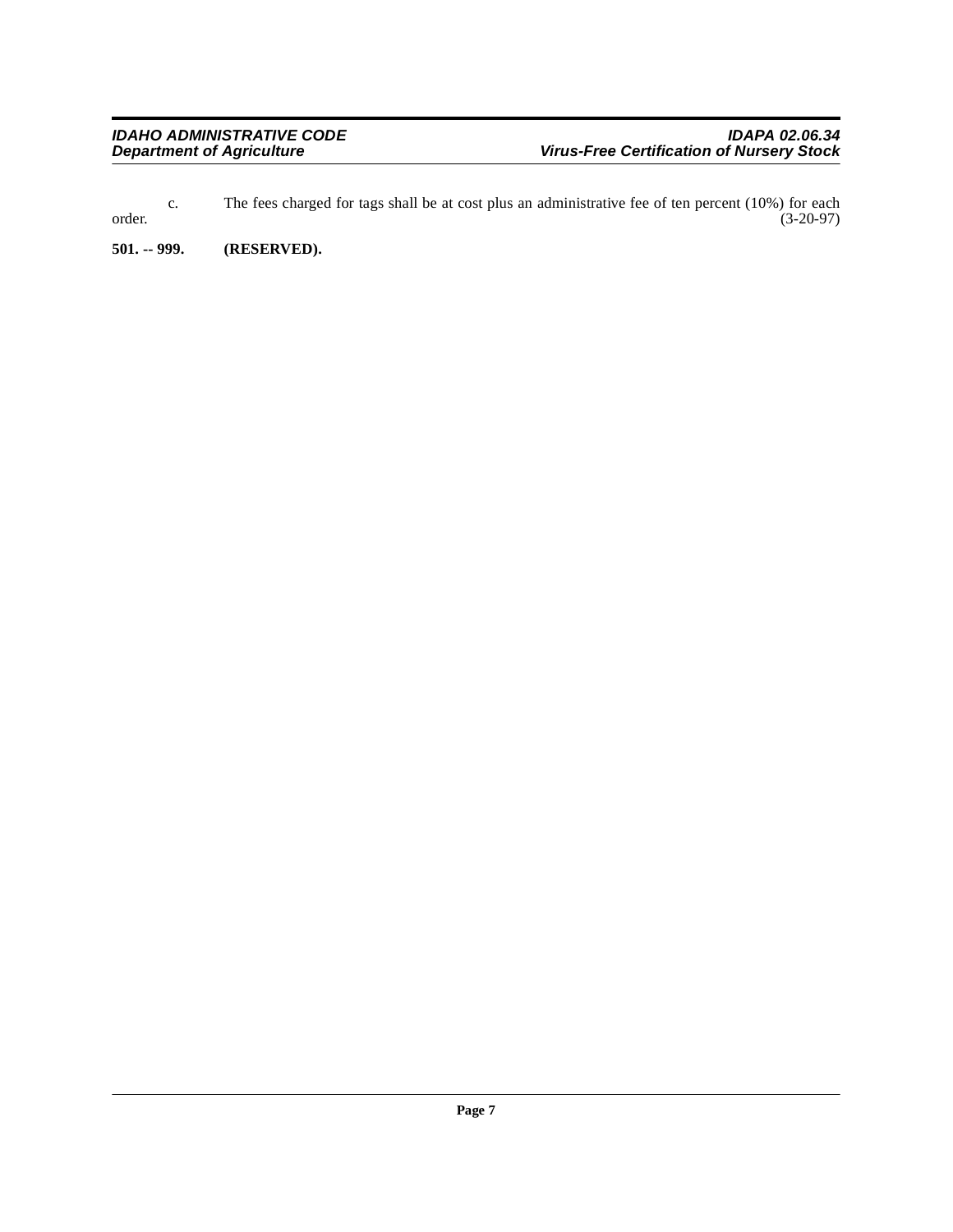c. The fees charged for tags shall be at cost plus an administrative fee of ten percent (10%) for each order. (3-20-97)

**501. -- 999. (RESERVED).**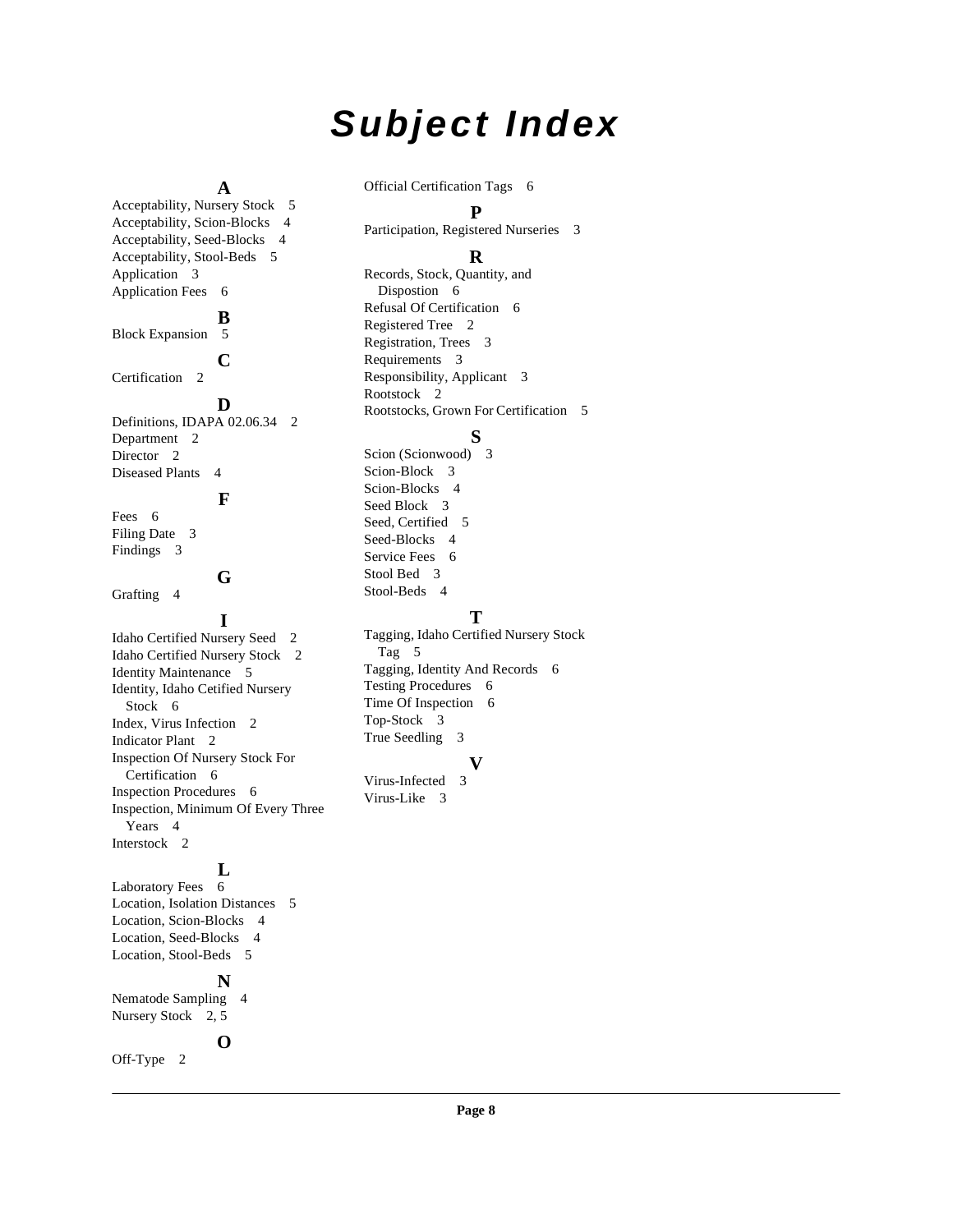# Subject Index

## A

Acceptability, Nursery Stock 5
Acceptability, Scion-Blocks 4
Acceptability, Seed-Blocks 4
Acceptability, Stool-Beds 5
Application 3
Application Fees 6

## B

Block Expansion 5

## C

Certification 2

## D

Definitions, IDAPA 02.06.34 2
Department 2
Director 2
Diseased Plants 4

## F

Fees 6
Filing Date 3
Findings 3

## G

Grafting 4

## I

Idaho Certified Nursery Seed 2
Idaho Certified Nursery Stock 2
Identity Maintenance 5
Identity, Idaho Cetified Nursery Stock 6
Index, Virus Infection 2
Indicator Plant 2
Inspection Of Nursery Stock For Certification 6
Inspection Procedures 6
Inspection, Minimum Of Every Three Years 4
Interstock 2

## L

Laboratory Fees 6
Location, Isolation Distances 5
Location, Scion-Blocks 4
Location, Seed-Blocks 4
Location, Stool-Beds 5

## N

Nematode Sampling 4
Nursery Stock 2, 5

## O

Off-Type 2
Official Certification Tags 6

## P

Participation, Registered Nurseries 3

## R

Records, Stock, Quantity, and Dispostion 6
Refusal Of Certification 6
Registered Tree 2
Registration, Trees 3
Requirements 3
Responsibility, Applicant 3
Rootstock 2
Rootstocks, Grown For Certification 5

## S

Scion (Scionwood) 3
Scion-Block 3
Scion-Blocks 4
Seed Block 3
Seed, Certified 5
Seed-Blocks 4
Service Fees 6
Stool Bed 3
Stool-Beds 4

## T

Tagging, Idaho Certified Nursery Stock Tag 5
Tagging, Identity And Records 6
Testing Procedures 6
Time Of Inspection 6
Top-Stock 3
True Seedling 3

## V

Virus-Infected 3
Virus-Like 3